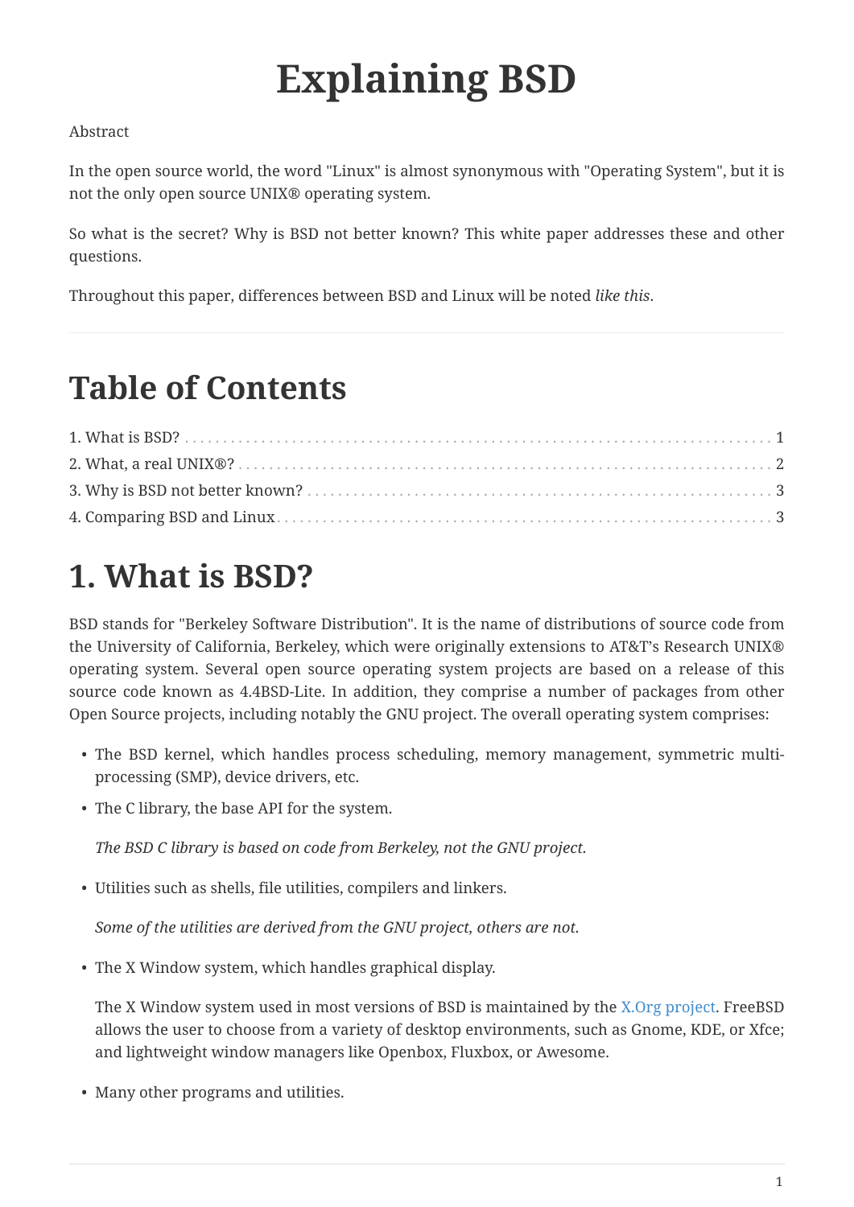# Explaining BSD

Abstract

In the open source world, the word "Linux" is almost synonymous with "Operating System", but it is not the only open source UNIX® operating system.

So what is the secret? Why is BSD not better known? This white paper addresses these and other questions.

Throughout this paper, differences between BSD and Linux will be noted *like this*.

---

## Table of Contents

1. What is BSD? . . . . . 1
2. What, a real UNIX®? . . . . . 2
3. Why is BSD not better known? . . . . . 3
4. Comparing BSD and Linux . . . . . 3

## 1. What is BSD?

BSD stands for "Berkeley Software Distribution". It is the name of distributions of source code from the University of California, Berkeley, which were originally extensions to AT&T's Research UNIX® operating system. Several open source operating system projects are based on a release of this source code known as 4.4BSD-Lite. In addition, they comprise a number of packages from other Open Source projects, including notably the GNU project. The overall operating system comprises:

- The BSD kernel, which handles process scheduling, memory management, symmetric multi-processing (SMP), device drivers, etc.
- The C library, the base API for the system.

  *The BSD C library is based on code from Berkeley, not the GNU project.*

- Utilities such as shells, file utilities, compilers and linkers.

  *Some of the utilities are derived from the GNU project, others are not.*

- The X Window system, which handles graphical display.

  The X Window system used in most versions of BSD is maintained by the X.Org project. FreeBSD allows the user to choose from a variety of desktop environments, such as Gnome, KDE, or Xfce; and lightweight window managers like Openbox, Fluxbox, or Awesome.

- Many other programs and utilities.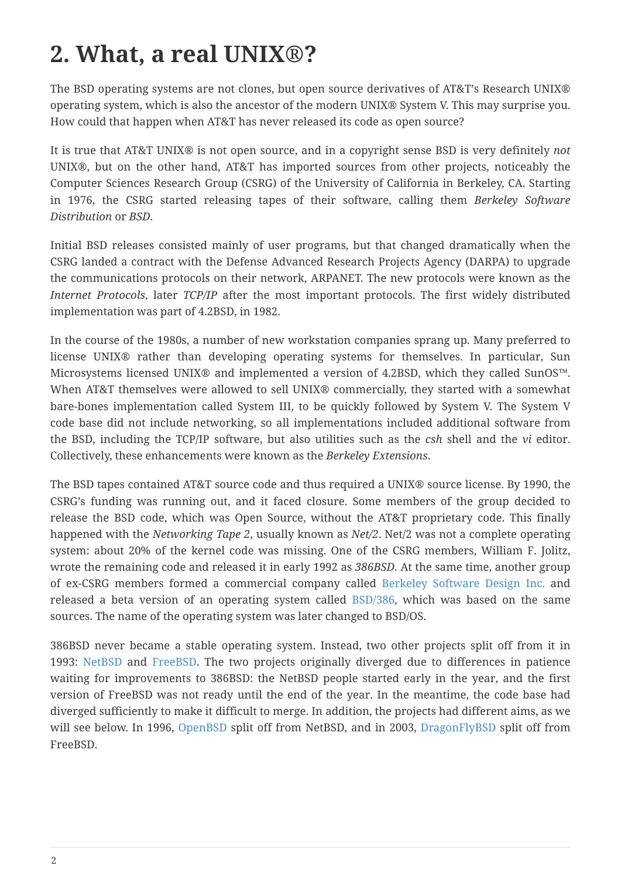## 2. What, a real UNIX®?

The BSD operating systems are not clones, but open source derivatives of AT&T's Research UNIX® operating system, which is also the ancestor of the modern UNIX® System V. This may surprise you. How could that happen when AT&T has never released its code as open source?

It is true that AT&T UNIX® is not open source, and in a copyright sense BSD is very definitely *not* UNIX®, but on the other hand, AT&T has imported sources from other projects, noticeably the Computer Sciences Research Group (CSRG) of the University of California in Berkeley, CA. Starting in 1976, the CSRG started releasing tapes of their software, calling them *Berkeley Software Distribution* or *BSD*.

Initial BSD releases consisted mainly of user programs, but that changed dramatically when the CSRG landed a contract with the Defense Advanced Research Projects Agency (DARPA) to upgrade the communications protocols on their network, ARPANET. The new protocols were known as the *Internet Protocols*, later *TCP/IP* after the most important protocols. The first widely distributed implementation was part of 4.2BSD, in 1982.

In the course of the 1980s, a number of new workstation companies sprang up. Many preferred to license UNIX® rather than developing operating systems for themselves. In particular, Sun Microsystems licensed UNIX® and implemented a version of 4.2BSD, which they called SunOS™. When AT&T themselves were allowed to sell UNIX® commercially, they started with a somewhat bare-bones implementation called System III, to be quickly followed by System V. The System V code base did not include networking, so all implementations included additional software from the BSD, including the TCP/IP software, but also utilities such as the *csh* shell and the *vi* editor. Collectively, these enhancements were known as the *Berkeley Extensions*.

The BSD tapes contained AT&T source code and thus required a UNIX® source license. By 1990, the CSRG's funding was running out, and it faced closure. Some members of the group decided to release the BSD code, which was Open Source, without the AT&T proprietary code. This finally happened with the *Networking Tape 2*, usually known as *Net/2*. Net/2 was not a complete operating system: about 20% of the kernel code was missing. One of the CSRG members, William F. Jolitz, wrote the remaining code and released it in early 1992 as *386BSD*. At the same time, another group of ex-CSRG members formed a commercial company called Berkeley Software Design Inc. and released a beta version of an operating system called BSD/386, which was based on the same sources. The name of the operating system was later changed to BSD/OS.

386BSD never became a stable operating system. Instead, two other projects split off from it in 1993: NetBSD and FreeBSD. The two projects originally diverged due to differences in patience waiting for improvements to 386BSD: the NetBSD people started early in the year, and the first version of FreeBSD was not ready until the end of the year. In the meantime, the code base had diverged sufficiently to make it difficult to merge. In addition, the projects had different aims, as we will see below. In 1996, OpenBSD split off from NetBSD, and in 2003, DragonFlyBSD split off from FreeBSD.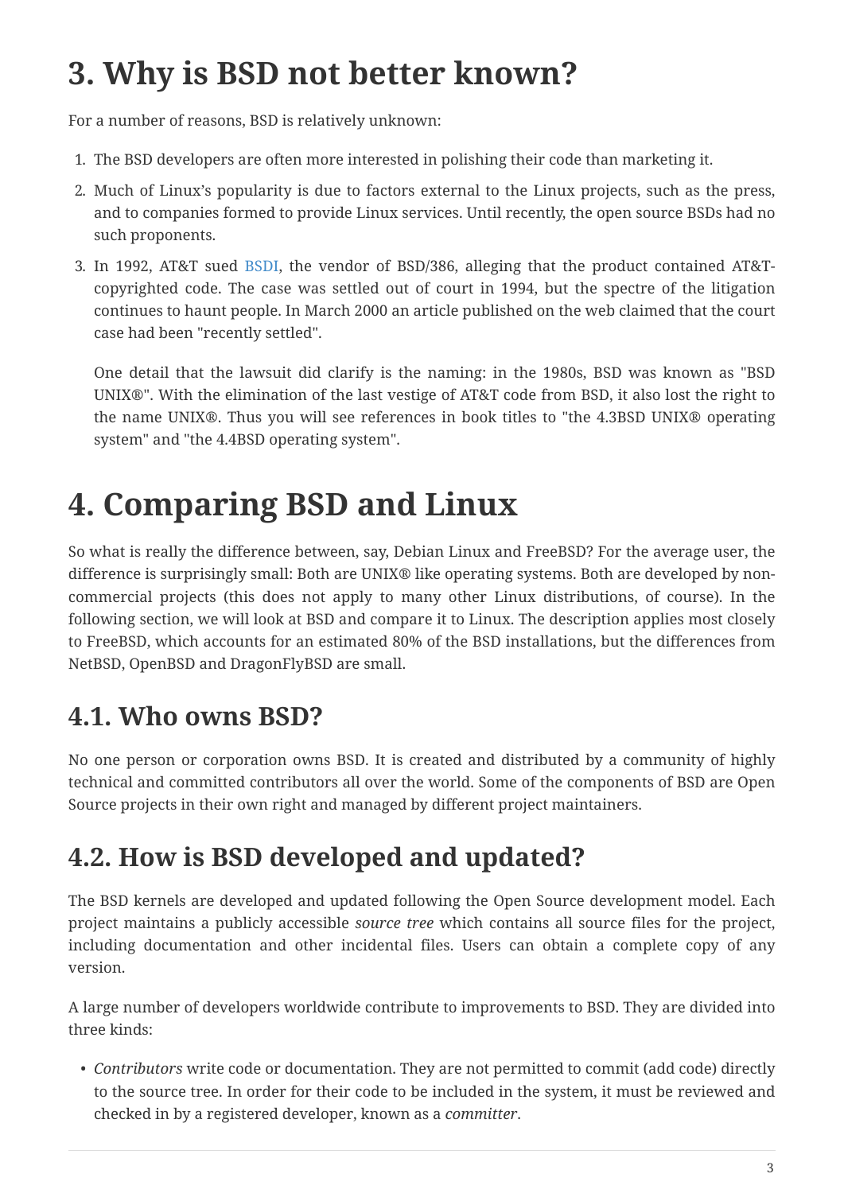# 3. Why is BSD not better known?

For a number of reasons, BSD is relatively unknown:

1. The BSD developers are often more interested in polishing their code than marketing it.
2. Much of Linux's popularity is due to factors external to the Linux projects, such as the press, and to companies formed to provide Linux services. Until recently, the open source BSDs had no such proponents.
3. In 1992, AT&T sued BSDI, the vendor of BSD/386, alleging that the product contained AT&T-copyrighted code. The case was settled out of court in 1994, but the spectre of the litigation continues to haunt people. In March 2000 an article published on the web claimed that the court case had been "recently settled".

   One detail that the lawsuit did clarify is the naming: in the 1980s, BSD was known as "BSD UNIX®". With the elimination of the last vestige of AT&T code from BSD, it also lost the right to the name UNIX®. Thus you will see references in book titles to "the 4.3BSD UNIX® operating system" and "the 4.4BSD operating system".

# 4. Comparing BSD and Linux

So what is really the difference between, say, Debian Linux and FreeBSD? For the average user, the difference is surprisingly small: Both are UNIX® like operating systems. Both are developed by non-commercial projects (this does not apply to many other Linux distributions, of course). In the following section, we will look at BSD and compare it to Linux. The description applies most closely to FreeBSD, which accounts for an estimated 80% of the BSD installations, but the differences from NetBSD, OpenBSD and DragonFlyBSD are small.

## 4.1. Who owns BSD?

No one person or corporation owns BSD. It is created and distributed by a community of highly technical and committed contributors all over the world. Some of the components of BSD are Open Source projects in their own right and managed by different project maintainers.

## 4.2. How is BSD developed and updated?

The BSD kernels are developed and updated following the Open Source development model. Each project maintains a publicly accessible *source tree* which contains all source files for the project, including documentation and other incidental files. Users can obtain a complete copy of any version.

A large number of developers worldwide contribute to improvements to BSD. They are divided into three kinds:

- *Contributors* write code or documentation. They are not permitted to commit (add code) directly to the source tree. In order for their code to be included in the system, it must be reviewed and checked in by a registered developer, known as a *committer*.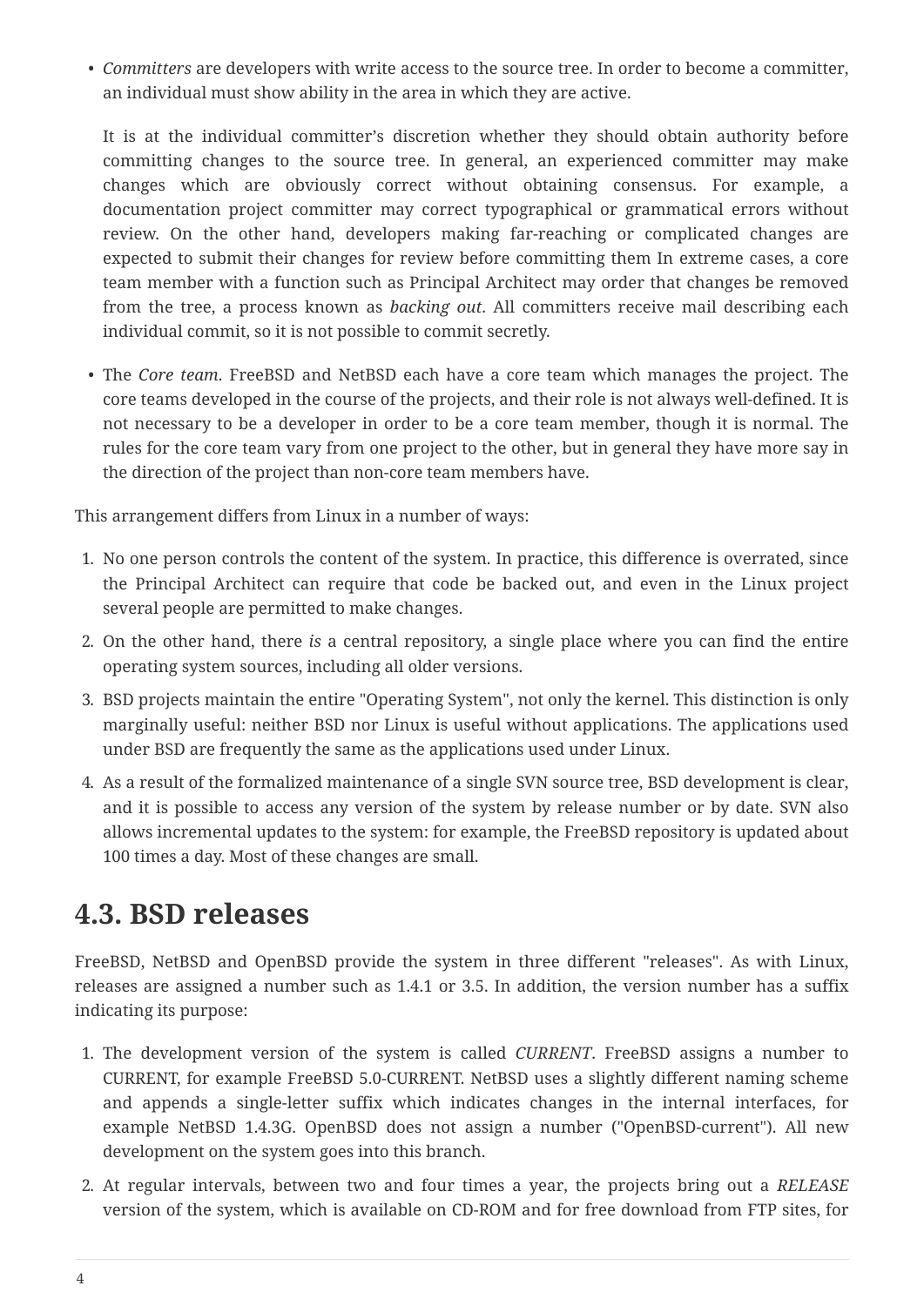- *Committers* are developers with write access to the source tree. In order to become a committer, an individual must show ability in the area in which they are active.

  It is at the individual committer's discretion whether they should obtain authority before committing changes to the source tree. In general, an experienced committer may make changes which are obviously correct without obtaining consensus. For example, a documentation project committer may correct typographical or grammatical errors without review. On the other hand, developers making far-reaching or complicated changes are expected to submit their changes for review before committing them In extreme cases, a core team member with a function such as Principal Architect may order that changes be removed from the tree, a process known as *backing out*. All committers receive mail describing each individual commit, so it is not possible to commit secretly.

- The *Core team*. FreeBSD and NetBSD each have a core team which manages the project. The core teams developed in the course of the projects, and their role is not always well-defined. It is not necessary to be a developer in order to be a core team member, though it is normal. The rules for the core team vary from one project to the other, but in general they have more say in the direction of the project than non-core team members have.

This arrangement differs from Linux in a number of ways:

1. No one person controls the content of the system. In practice, this difference is overrated, since the Principal Architect can require that code be backed out, and even in the Linux project several people are permitted to make changes.
2. On the other hand, there *is* a central repository, a single place where you can find the entire operating system sources, including all older versions.
3. BSD projects maintain the entire "Operating System", not only the kernel. This distinction is only marginally useful: neither BSD nor Linux is useful without applications. The applications used under BSD are frequently the same as the applications used under Linux.
4. As a result of the formalized maintenance of a single SVN source tree, BSD development is clear, and it is possible to access any version of the system by release number or by date. SVN also allows incremental updates to the system: for example, the FreeBSD repository is updated about 100 times a day. Most of these changes are small.

## 4.3. BSD releases

FreeBSD, NetBSD and OpenBSD provide the system in three different "releases". As with Linux, releases are assigned a number such as 1.4.1 or 3.5. In addition, the version number has a suffix indicating its purpose:

1. The development version of the system is called *CURRENT*. FreeBSD assigns a number to CURRENT, for example FreeBSD 5.0-CURRENT. NetBSD uses a slightly different naming scheme and appends a single-letter suffix which indicates changes in the internal interfaces, for example NetBSD 1.4.3G. OpenBSD does not assign a number ("OpenBSD-current"). All new development on the system goes into this branch.
2. At regular intervals, between two and four times a year, the projects bring out a *RELEASE* version of the system, which is available on CD-ROM and for free download from FTP sites, for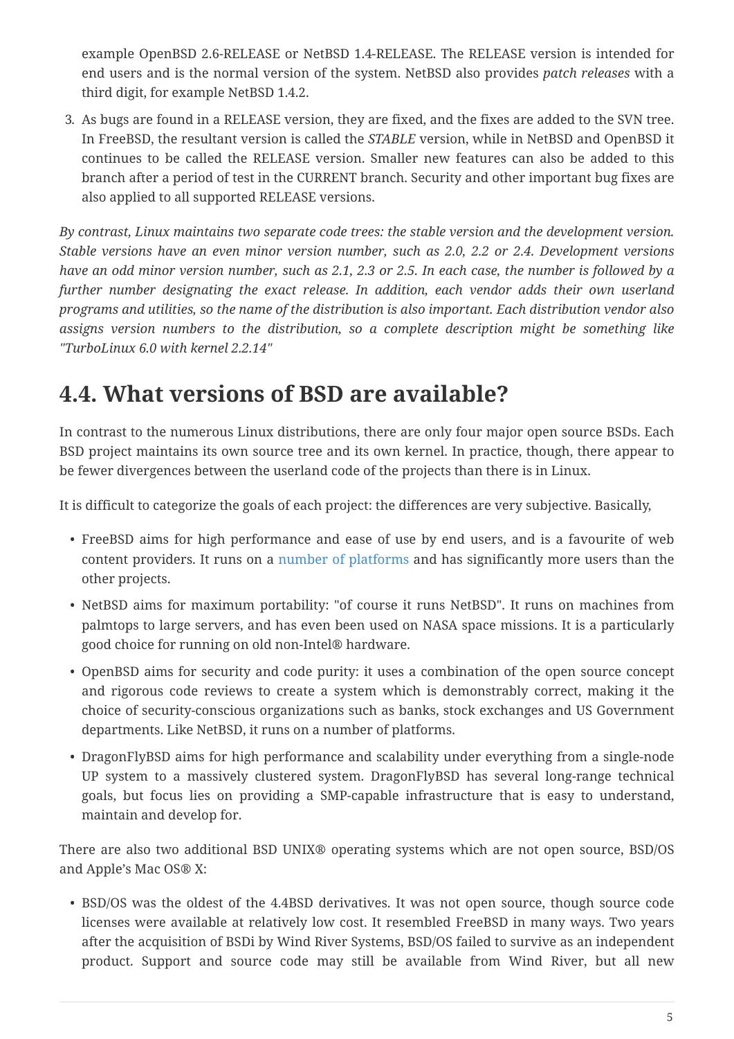example OpenBSD 2.6-RELEASE or NetBSD 1.4-RELEASE. The RELEASE version is intended for end users and is the normal version of the system. NetBSD also provides *patch releases* with a third digit, for example NetBSD 1.4.2.

3. As bugs are found in a RELEASE version, they are fixed, and the fixes are added to the SVN tree. In FreeBSD, the resultant version is called the *STABLE* version, while in NetBSD and OpenBSD it continues to be called the RELEASE version. Smaller new features can also be added to this branch after a period of test in the CURRENT branch. Security and other important bug fixes are also applied to all supported RELEASE versions.

*By contrast, Linux maintains two separate code trees: the stable version and the development version. Stable versions have an even minor version number, such as 2.0, 2.2 or 2.4. Development versions have an odd minor version number, such as 2.1, 2.3 or 2.5. In each case, the number is followed by a further number designating the exact release. In addition, each vendor adds their own userland programs and utilities, so the name of the distribution is also important. Each distribution vendor also assigns version numbers to the distribution, so a complete description might be something like "TurboLinux 6.0 with kernel 2.2.14"*

## 4.4. What versions of BSD are available?

In contrast to the numerous Linux distributions, there are only four major open source BSDs. Each BSD project maintains its own source tree and its own kernel. In practice, though, there appear to be fewer divergences between the userland code of the projects than there is in Linux.

It is difficult to categorize the goals of each project: the differences are very subjective. Basically,

- FreeBSD aims for high performance and ease of use by end users, and is a favourite of web content providers. It runs on a number of platforms and has significantly more users than the other projects.
- NetBSD aims for maximum portability: "of course it runs NetBSD". It runs on machines from palmtops to large servers, and has even been used on NASA space missions. It is a particularly good choice for running on old non-Intel® hardware.
- OpenBSD aims for security and code purity: it uses a combination of the open source concept and rigorous code reviews to create a system which is demonstrably correct, making it the choice of security-conscious organizations such as banks, stock exchanges and US Government departments. Like NetBSD, it runs on a number of platforms.
- DragonFlyBSD aims for high performance and scalability under everything from a single-node UP system to a massively clustered system. DragonFlyBSD has several long-range technical goals, but focus lies on providing a SMP-capable infrastructure that is easy to understand, maintain and develop for.

There are also two additional BSD UNIX® operating systems which are not open source, BSD/OS and Apple's Mac OS® X:

- BSD/OS was the oldest of the 4.4BSD derivatives. It was not open source, though source code licenses were available at relatively low cost. It resembled FreeBSD in many ways. Two years after the acquisition of BSDi by Wind River Systems, BSD/OS failed to survive as an independent product. Support and source code may still be available from Wind River, but all new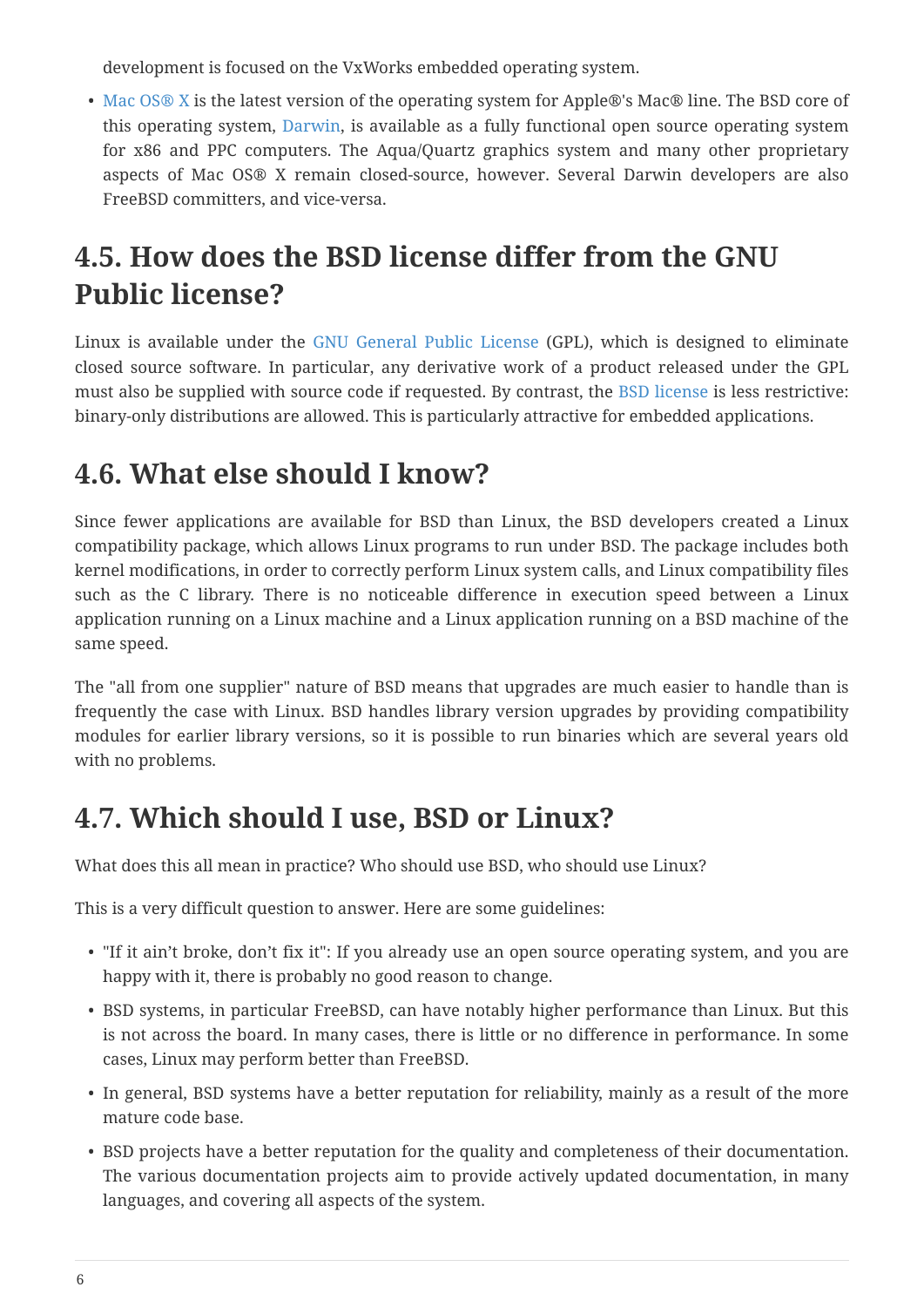development is focused on the VxWorks embedded operating system.

- Mac OS® X is the latest version of the operating system for Apple®'s Mac® line. The BSD core of this operating system, Darwin, is available as a fully functional open source operating system for x86 and PPC computers. The Aqua/Quartz graphics system and many other proprietary aspects of Mac OS® X remain closed-source, however. Several Darwin developers are also FreeBSD committers, and vice-versa.

## 4.5. How does the BSD license differ from the GNU Public license?

Linux is available under the GNU General Public License (GPL), which is designed to eliminate closed source software. In particular, any derivative work of a product released under the GPL must also be supplied with source code if requested. By contrast, the BSD license is less restrictive: binary-only distributions are allowed. This is particularly attractive for embedded applications.

## 4.6. What else should I know?

Since fewer applications are available for BSD than Linux, the BSD developers created a Linux compatibility package, which allows Linux programs to run under BSD. The package includes both kernel modifications, in order to correctly perform Linux system calls, and Linux compatibility files such as the C library. There is no noticeable difference in execution speed between a Linux application running on a Linux machine and a Linux application running on a BSD machine of the same speed.

The "all from one supplier" nature of BSD means that upgrades are much easier to handle than is frequently the case with Linux. BSD handles library version upgrades by providing compatibility modules for earlier library versions, so it is possible to run binaries which are several years old with no problems.

## 4.7. Which should I use, BSD or Linux?

What does this all mean in practice? Who should use BSD, who should use Linux?

This is a very difficult question to answer. Here are some guidelines:

- "If it ain't broke, don't fix it": If you already use an open source operating system, and you are happy with it, there is probably no good reason to change.
- BSD systems, in particular FreeBSD, can have notably higher performance than Linux. But this is not across the board. In many cases, there is little or no difference in performance. In some cases, Linux may perform better than FreeBSD.
- In general, BSD systems have a better reputation for reliability, mainly as a result of the more mature code base.
- BSD projects have a better reputation for the quality and completeness of their documentation. The various documentation projects aim to provide actively updated documentation, in many languages, and covering all aspects of the system.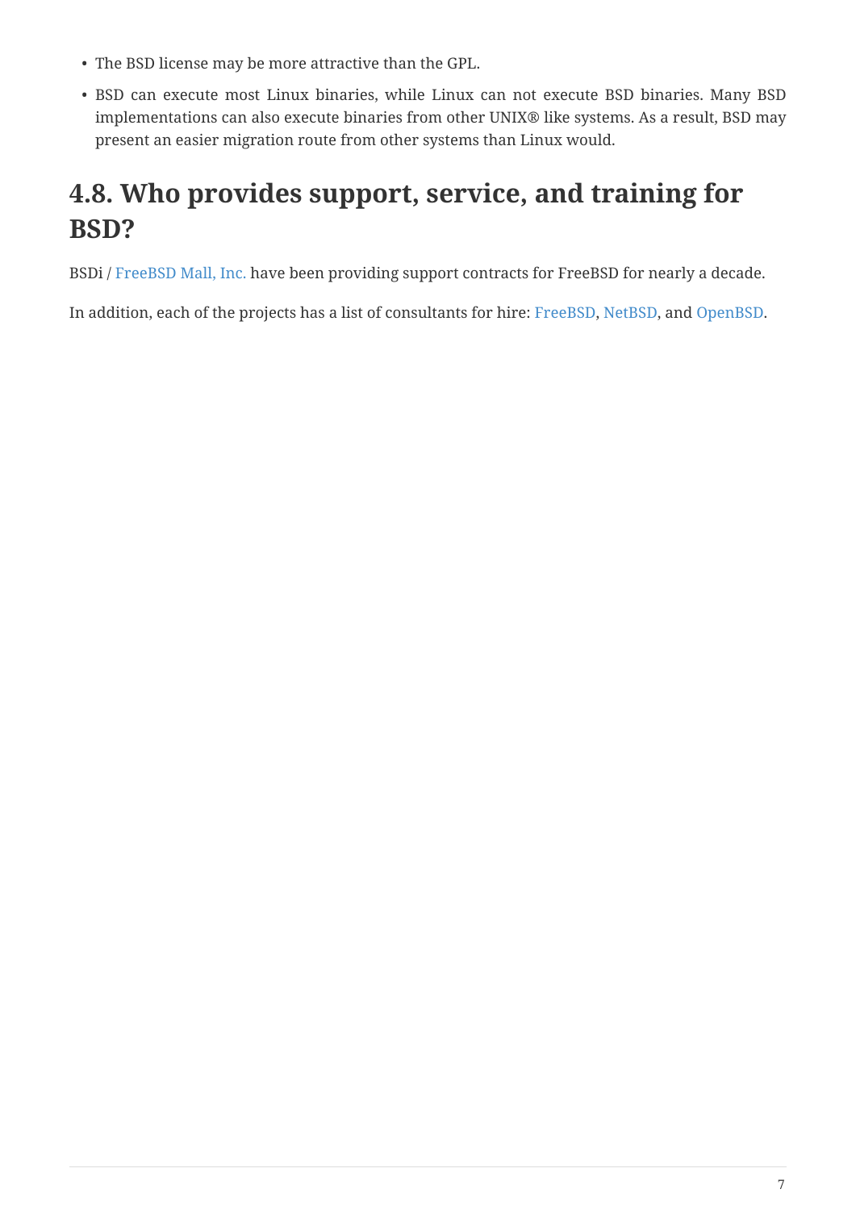- The BSD license may be more attractive than the GPL.
- BSD can execute most Linux binaries, while Linux can not execute BSD binaries. Many BSD implementations can also execute binaries from other UNIX® like systems. As a result, BSD may present an easier migration route from other systems than Linux would.

## 4.8. Who provides support, service, and training for BSD?

BSDi / FreeBSD Mall, Inc. have been providing support contracts for FreeBSD for nearly a decade.

In addition, each of the projects has a list of consultants for hire: FreeBSD, NetBSD, and OpenBSD.